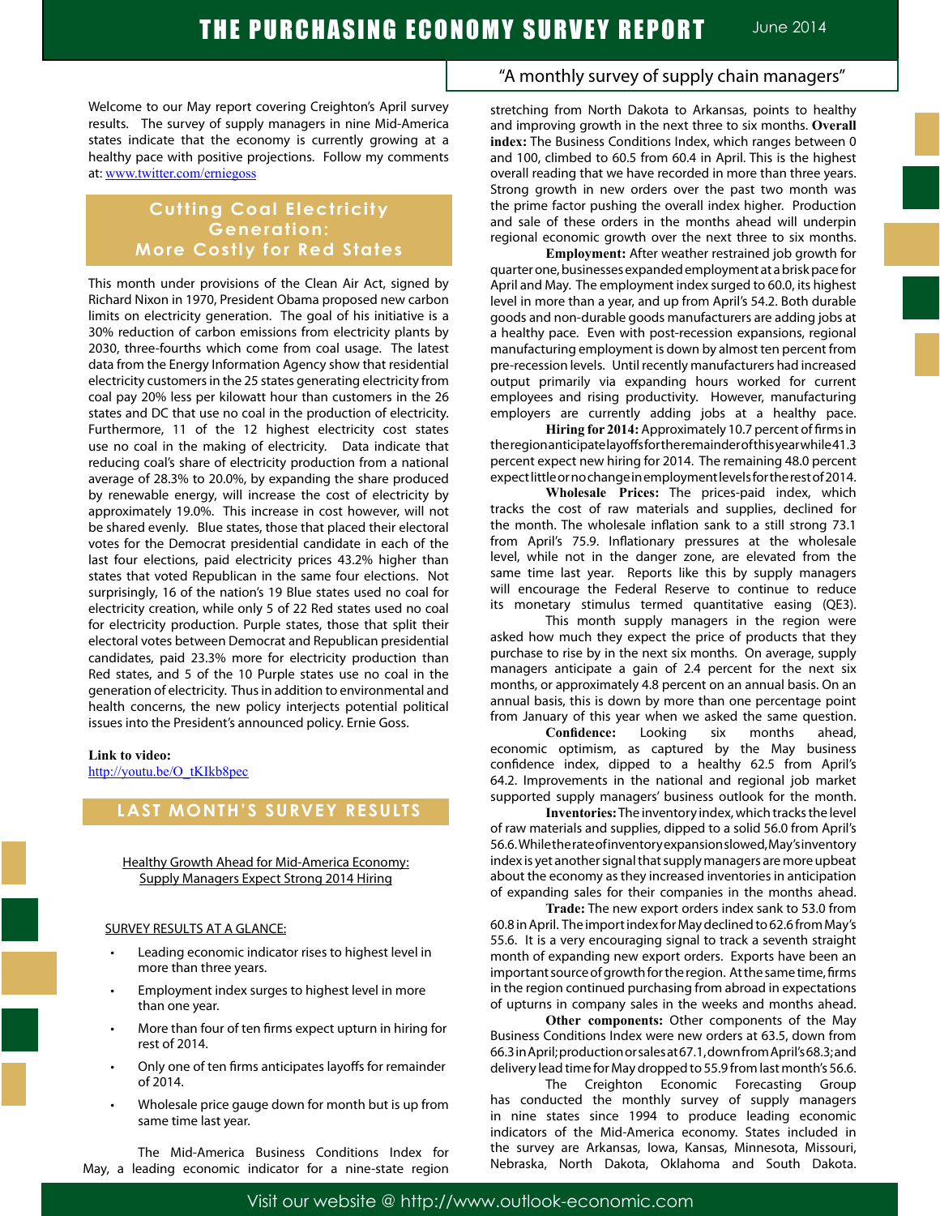# THE PURCHASING ECONOMY SURVEY REPORT

June 2014

"A monthly survey of supply chain managers"

Welcome to our May report covering Creighton's April survey results. The survey of supply managers in nine Mid-America states indicate that the economy is currently growing at a healthy pace with positive projections. Follow my comments at: www.twitter.com/erniegoss

## Cutting Coal Electricity Generation: More Costly for Red States

This month under provisions of the Clean Air Act, signed by Richard Nixon in 1970, President Obama proposed new carbon limits on electricity generation. The goal of his initiative is a 30% reduction of carbon emissions from electricity plants by 2030, three-fourths which come from coal usage. The latest data from the Energy Information Agency show that residential electricity customers in the 25 states generating electricity from coal pay 20% less per kilowatt hour than customers in the 26 states and DC that use no coal in the production of electricity. Furthermore, 11 of the 12 highest electricity cost states use no coal in the making of electricity. Data indicate that reducing coal's share of electricity production from a national average of 28.3% to 20.0%, by expanding the share produced by renewable energy, will increase the cost of electricity by approximately 19.0%. This increase in cost however, will not be shared evenly. Blue states, those that placed their electoral votes for the Democrat presidential candidate in each of the last four elections, paid electricity prices 43.2% higher than states that voted Republican in the same four elections. Not surprisingly, 16 of the nation's 19 Blue states used no coal for electricity creation, while only 5 of 22 Red states used no coal for electricity production. Purple states, those that split their electoral votes between Democrat and Republican presidential candidates, paid 23.3% more for electricity production than Red states, and 5 of the 10 Purple states use no coal in the generation of electricity. Thus in addition to environmental and health concerns, the new policy interjects potential political issues into the President's announced policy. Ernie Goss.

**Link to video:**
http://youtu.be/O_tKIkb8pec

## LAST MONTH'S SURVEY RESULTS

Healthy Growth Ahead for Mid-America Economy: Supply Managers Expect Strong 2014 Hiring

SURVEY RESULTS AT A GLANCE:

- Leading economic indicator rises to highest level in more than three years.
- Employment index surges to highest level in more than one year.
- More than four of ten firms expect upturn in hiring for rest of 2014.
- Only one of ten firms anticipates layoffs for remainder of 2014.
- Wholesale price gauge down for month but is up from same time last year.

The Mid-America Business Conditions Index for May, a leading economic indicator for a nine-state region stretching from North Dakota to Arkansas, points to healthy and improving growth in the next three to six months. **Overall index:** The Business Conditions Index, which ranges between 0 and 100, climbed to 60.5 from 60.4 in April. This is the highest overall reading that we have recorded in more than three years. Strong growth in new orders over the past two month was the prime factor pushing the overall index higher. Production and sale of these orders in the months ahead will underpin regional economic growth over the next three to six months.

**Employment:** After weather restrained job growth for quarter one, businesses expanded employment at a brisk pace for April and May. The employment index surged to 60.0, its highest level in more than a year, and up from April's 54.2. Both durable goods and non-durable goods manufacturers are adding jobs at a healthy pace. Even with post-recession expansions, regional manufacturing employment is down by almost ten percent from pre-recession levels. Until recently manufacturers had increased output primarily via expanding hours worked for current employees and rising productivity. However, manufacturing employers are currently adding jobs at a healthy pace.

**Hiring for 2014:** Approximately 10.7 percent of firms in the region anticipate layoffs for the remainder of this year while 41.3 percent expect new hiring for 2014. The remaining 48.0 percent expect little or no change in employment levels for the rest of 2014.

**Wholesale Prices:** The prices-paid index, which tracks the cost of raw materials and supplies, declined for the month. The wholesale inflation sank to a still strong 73.1 from April's 75.9. Inflationary pressures at the wholesale level, while not in the danger zone, are elevated from the same time last year. Reports like this by supply managers will encourage the Federal Reserve to continue to reduce its monetary stimulus termed quantitative easing (QE3).

This month supply managers in the region were asked how much they expect the price of products that they purchase to rise by in the next six months. On average, supply managers anticipate a gain of 2.4 percent for the next six months, or approximately 4.8 percent on an annual basis. On an annual basis, this is down by more than one percentage point from January of this year when we asked the same question.

**Confidence:** Looking six months ahead, economic optimism, as captured by the May business confidence index, dipped to a healthy 62.5 from April's 64.2. Improvements in the national and regional job market supported supply managers' business outlook for the month.

**Inventories:** The inventory index, which tracks the level of raw materials and supplies, dipped to a solid 56.0 from April's 56.6. While the rate of inventory expansion slowed, May's inventory index is yet another signal that supply managers are more upbeat about the economy as they increased inventories in anticipation of expanding sales for their companies in the months ahead.

**Trade:** The new export orders index sank to 53.0 from 60.8 in April. The import index for May declined to 62.6 from May's 55.6. It is a very encouraging signal to track a seventh straight month of expanding new export orders. Exports have been an important source of growth for the region. At the same time, firms in the region continued purchasing from abroad in expectations of upturns in company sales in the weeks and months ahead.

**Other components:** Other components of the May Business Conditions Index were new orders at 63.5, down from 66.3 in April; production or sales at 67.1, down from April's 68.3; and delivery lead time for May dropped to 55.9 from last month's 56.6.

The Creighton Economic Forecasting Group has conducted the monthly survey of supply managers in nine states since 1994 to produce leading economic indicators of the Mid-America economy. States included in the survey are Arkansas, Iowa, Kansas, Minnesota, Missouri, Nebraska, North Dakota, Oklahoma and South Dakota.

Visit our website @ http://www.outlook-economic.com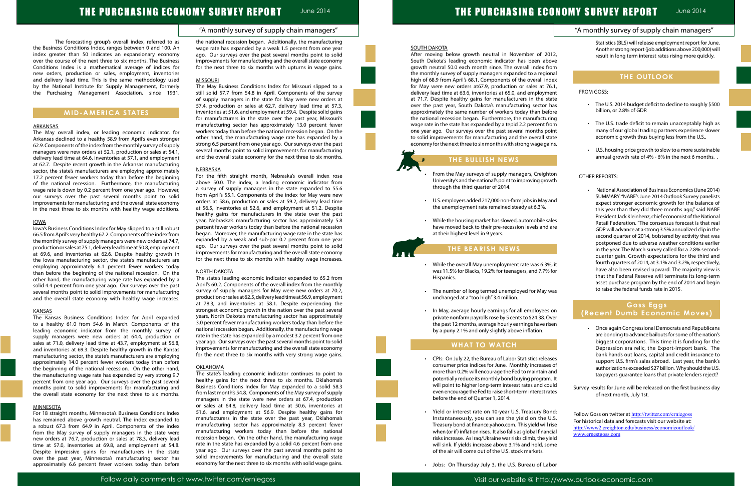The forecasting group's overall index, referred to as the Business Conditions Index, ranges between 0 and 100. An index greater than 50 indicates an expansionary economy over the course of the next three to six months. The Business Conditions Index is a mathematical average of indices for new orders, production or sales, employment, inventories and delivery lead time. This is the same methodology used by the National Institute for Supply Management, formerly the Purchasing Management Association, since 1931.

## MID-AMERICA STATES

### ARKANSAS

The May overall index, or leading economic indicator, for Arkansas declined to a healthy 58.9 from April's even stronger 62.9. Components of the index from the monthly survey of supply managers were new orders at 52.1, production or sales at 54.1, delivery lead time at 64.6, inventories at 57.1, and employment at 62.7. Despite recent growth in the Arkansas manufacturing sector, the state's manufacturers are employing approximately 17.2 percent fewer workers today than before the beginning of the national recession. Furthermore, the manufacturing wage rate is down by 0.2 percent from one year ago. However, our surveys over the past several months point to solid improvements for manufacturing and the overall state economy in the next three to six months with healthy wage additions.

### IOWA

Iowa's Business Conditions Index for May slipped to a still healthy 66.5 from April's very healthy 67.2. Components of the index from the monthly survey of supply managers were new orders at 74.7, production or sales at 75.1, delivery lead time at 50.8, employment at 69.6, and inventories at 62.6. Despite healthy growth in the Iowa manufacturing sector, the state's manufacturers are employing approximately 6.1 percent fewer workers today than before the beginning of the national recession. On the other hand, the manufacturing wage rate has expanded by a solid 4.4 percent from one year ago. Our surveys over the past several months point to solid improvements for manufacturing and the overall state economy with healthy wage increases.

### KANSAS

The Kansas Business Conditions Index for April expanded to a healthy 61.0 from 54.6 in March. Components of the leading economic indicator from the monthly survey of supply managers were new orders at 64.4, production or sales at 71.0, delivery lead time at 43.7, employment at 56.8, and inventories at 69.3. Despite healthy growth in the Kansas manufacturing sector, the state's manufacturers are employing approximately 14.0 percent fewer workers today than before the beginning of the national recession. On the other hand, the manufacturing wage rate has expanded by very strong 9.7 percent from one year ago. Our surveys over the past several months point to solid improvements for manufacturing and the overall state economy for the next three to six months.

### MINNESOTA

For 18 straight months, Minnesota's Business Conditions Index has remained above growth neutral. The index expanded to a robust 67.3 from 64.9 in April. Components of the index from the May survey of supply managers in the state were new orders at 76.7, production or sales at 78.3, delivery lead time at 57.0, inventories at 69.8, and employment at 54.8. Despite impressive gains for manufacturers in the state over the past year, Minnesota's manufacturing sector has approximately 6.6 percent fewer workers today than before the national recession began. Additionally, the manufacturing wage rate has expanded by a weak 1.5 percent from one year ago. Our surveys over the past several months point to solid improvements for manufacturing and the overall state economy for the next three to six months with upturns in wage gains.

### MISSOURI

The May Business Conditions Index for Missouri slipped to a still solid 57.7 from 54.8 in April. Components of the survey of supply managers in the state for May were new orders at 57.4, production or sales at 62.7, delivery lead time at 57.3, inventories at 51.6, and employment at 59.4. Despite solid gains for manufacturers in the state over the past year, Missouri's manufacturing sector has approximately 13.0 percent fewer workers today than before the national recession began. On the other hand, the manufacturing wage rate has expanded by a strong 6.5 percent from one year ago. Our surveys over the past several months point to solid improvements for manufacturing and the overall state economy for the next three to six months.

### NEBRASKA

For the fifth straight month, Nebraska's overall index rose above 50.0. The index, a leading economic indicator from a survey of supply managers in the state expanded to 55.6 from April's 55.1. Components of the index for May were new orders at 58.6, production or sales at 59.2, delivery lead time at 56.5, inventories at 52.6, and employment at 51.2. Despite healthy gains for manufacturers in the state over the past year, Nebraska's manufacturing sector has approximately 5.8 percent fewer workers today than before the national recession began. Moreover, the manufacturing wage rate in the state has expanded by a weak and sub-par 0.2 percent from one year ago. Our surveys over the past several months point to solid improvements for manufacturing and the overall state economy for the next three to six months with healthy wage increases.

### NORTH DAKOTA

The state's leading economic indicator expanded to 65.2 from April's 60.2. Components of the overall index from the monthly survey of supply managers for May were new orders at 70.2, production or sales at 62.5, delivery lead time at 56.9, employment at 78.3, and inventories at 58.1. Despite experiencing the strongest economic growth in the nation over the past several years, North Dakota's manufacturing sector has approximately 3.0 percent fewer manufacturing workers today than before the national recession began. Additionally, the manufacturing wage rate in the state has expanded by a modest 3.2 percent from one year ago. Our surveys over the past several months point to solid improvements for manufacturing and the overall state economy for the next three to six months with very strong wage gains.

### OKLAHOMA

The state's leading economic indicator continues to point to healthy gains for the next three to six months. Oklahoma's Business Conditions Index for May expanded to a solid 58.3 from last month's 54.8. Components of the May survey of supply managers in the state were new orders at 67.4, production or sales at 64.8, delivery lead time at 50.6, inventories at 51.6, and employment at 56.9. Despite healthy gains for manufacturers in the state over the past year, Oklahoma's manufacturing sector has approximately 8.3 percent fewer manufacturing workers today than before the national recession began. On the other hand, the manufacturing wage rate in the state has expanded by a solid 4.6 percent from one year ago. Our surveys over the past several months point to solid improvements for manufacturing and the overall state economy for the next three to six months with solid wage gains.

### SOUTH DAKOTA

After moving below growth neutral in November of 2012, South Dakota's leading economic indicator has been above growth neutral 50.0 each month since. The overall index from the monthly survey of supply managers expanded to a regional high of 68.9 from April's 68.1. Components of the overall index for May were new orders at67.9, production or sales at 76.1, delivery lead time at 63.6, inventories at 65.0, and employment at 71.7. Despite healthy gains for manufacturers in the state over the past year, South Dakota's manufacturing sector has approximately the same number of workers today than before the national recession began. Furthermore, the manufacturing wage rate in the state has expanded by a tepid 2.2 percent from one year ago. Our surveys over the past several months point to solid improvements for manufacturing and the overall state economy for the next three to six months with strong wage gains.

## THE BULLISH NEWS

- From the May surveys of supply managers, Creighton University's and the national's point to improving growth through the third quarter of 2014.
- U.S. employers added 217,000 non-farm jobs in May and the unemployment rate remained steady at 6.3%.
- While the housing market has slowed, automobile sales have moved back to their pre-recession levels and are at their highest level in 9 years.

## THE BEARISH NEWS

- While the overall May unemployment rate was 6.3%, it was 11.5% for Blacks, 19.2% for teenagers, and 7.7% for Hispanics.
- The number of long termed unemployed for May was unchanged at a "too high" 3.4 million.
- In May, average hourly earnings for all employees on private nonfarm payrolls rose by 5 cents to $24.38. Over the past 12 months, average hourly earnings have risen by a puny 2.1% and only slightly above inflation.

## WHAT TO WATCH

- CPIs: On July 22, the Bureau of Labor Statistics releases consumer price indices for June. Monthly increases of more than 0.2% will encourage the Fed to maintain and potentially reduce its monthly bond buying program. It will point to higher long-term interest rates and could even encourage the Fed to raise short-term interest rates before the end of Quarter 1, 2014.
- Yield or interest rate on 10-year U.S. Treasury Bond: Instantaneously, you can see the yield on the U.S. Treasury bond at finance.yahoo.com. This yield will rise when (or if) inflation rises. It also falls as global financial risks increase. As Iraq/Ukraine war risks climb, the yield will sink. If yields increase above 3.1% and hold, some of the air will come out of the U.S. stock markets.
- Jobs: On Thursday July 3, the U.S. Bureau of Labor Statistics (BLS) will release employment report for June. Another strong report (job additions above 200,000) will result in long term interest rates rising more quickly.

## THE OUTLOOK

FROM GOSS:

- The U.S. 2014 budget deficit to decline to roughly $500 billion, or 2.8% of GDP.
- The U.S. trade deficit to remain unacceptably high as many of our global trading partners experience slower economic growth thus buying less from the U.S..
- U.S. housing price growth to slow to a more sustainable annual growth rate of 4% - 6% in the next 6 months. .

OTHER REPORTS:

- National Association of Business Economics (June 2014) SUMMARY: "NABE's June 2014 Outlook Survey panelists expect stronger economic growth for the balance of this year than they did three months ago," said NABE President Jack Kleinhenz, chief economist of the National Retail Federation. "The consensus forecast is that real GDP will advance at a strong 3.5% annualized clip in the second quarter of 2014, bolstered by activity that was postponed due to adverse weather conditions earlier in the year. The March survey called for a 2.8% second-quarter gain. Growth expectations for the third and fourth quarters of 2014, at 3.1% and 3.2%, respectively, have also been revised upward. The majority view is that the Federal Reserve will terminate its long-term asset purchase program by the end of 2014 and begin to raise the federal funds rate in 2015.

## Goss Eggs (Recent Dumb Economic Moves)

- Once again Congressional Democrats and Republicans are bonding to advance bailouts for some of the nation's biggest corporations. This time it is funding for the Depression era relic, the Export-Import bank. The bank hands out loans, capital and credit insurance to support U.S. firm's sales abroad. Last year, the bank's authorizations exceeded $27 billion. Why should the U.S. taxpayers guarantee loans that private lenders reject?

Survey results for June will be released on the first business day of next month, July 1st.

Follow Goss on twitter at http://twitter.com/erniegoss
For historical data and forecasts visit our website at:
http://www2.creighton.edu/business/economicoutlook/
www.ernestgoss.com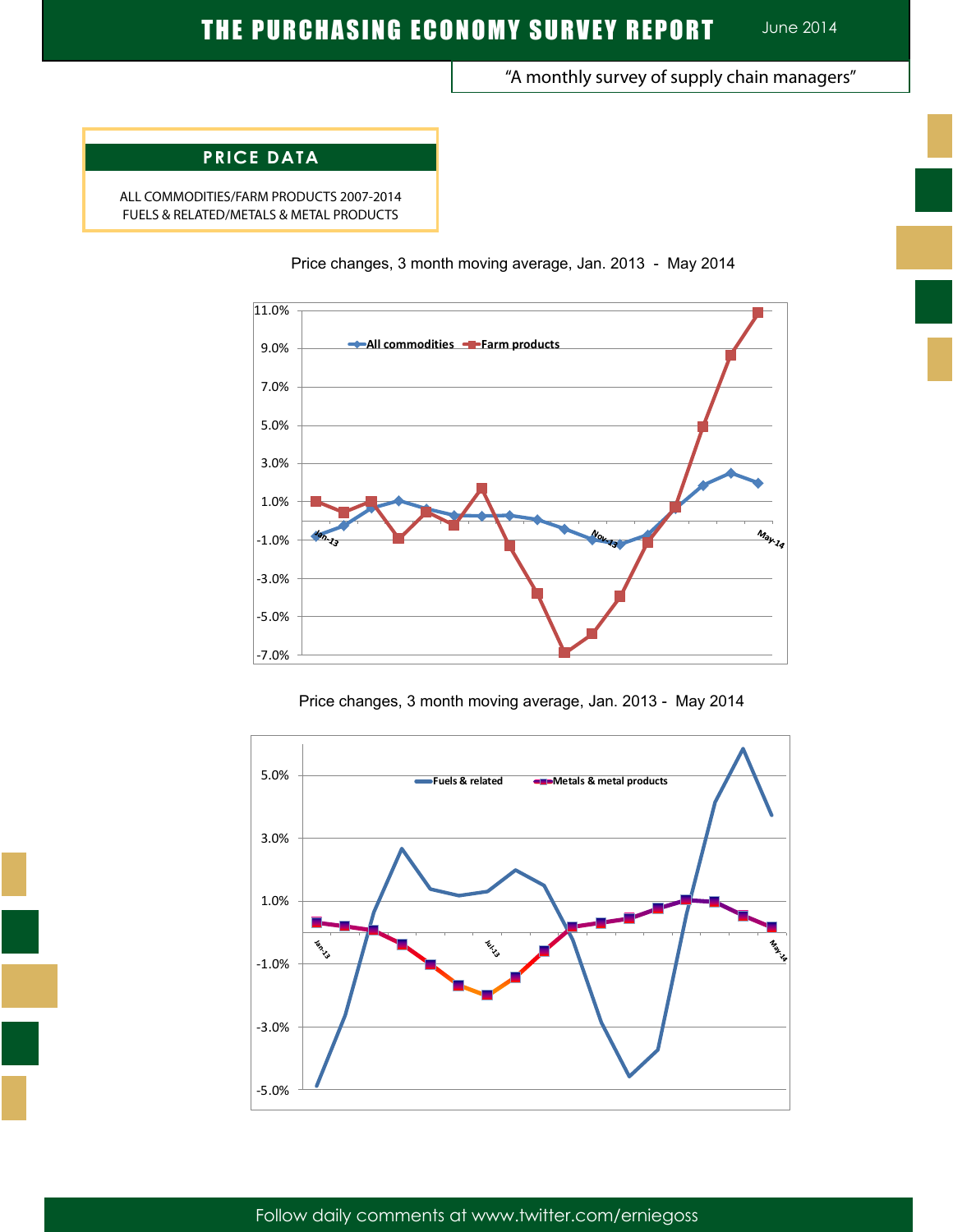# THE PURCHASING ECONOMY SURVEY REPORT

June 2014

"A monthly survey of supply chain managers"

## PRICE DATA

ALL COMMODITIES/FARM PRODUCTS 2007-2014
FUELS & RELATED/METALS & METAL PRODUCTS

Price changes, 3 month moving average, Jan. 2013 - May 2014

11.0%
9.0%
7.0%
5.0%
3.0%
1.0%
-1.0%
-3.0%
-5.0%
-7.0%

All commodities
Farm products

Jan-13
Nov-13
May-14

Price changes, 3 month moving average, Jan. 2013 - May 2014

5.0%
3.0%
1.0%
-1.0%
-3.0%
-5.0%

Fuels & related
Metals & metal products

Jan-13
Jul-13
May-14

Follow daily comments at www.twitter.com/erniegoss